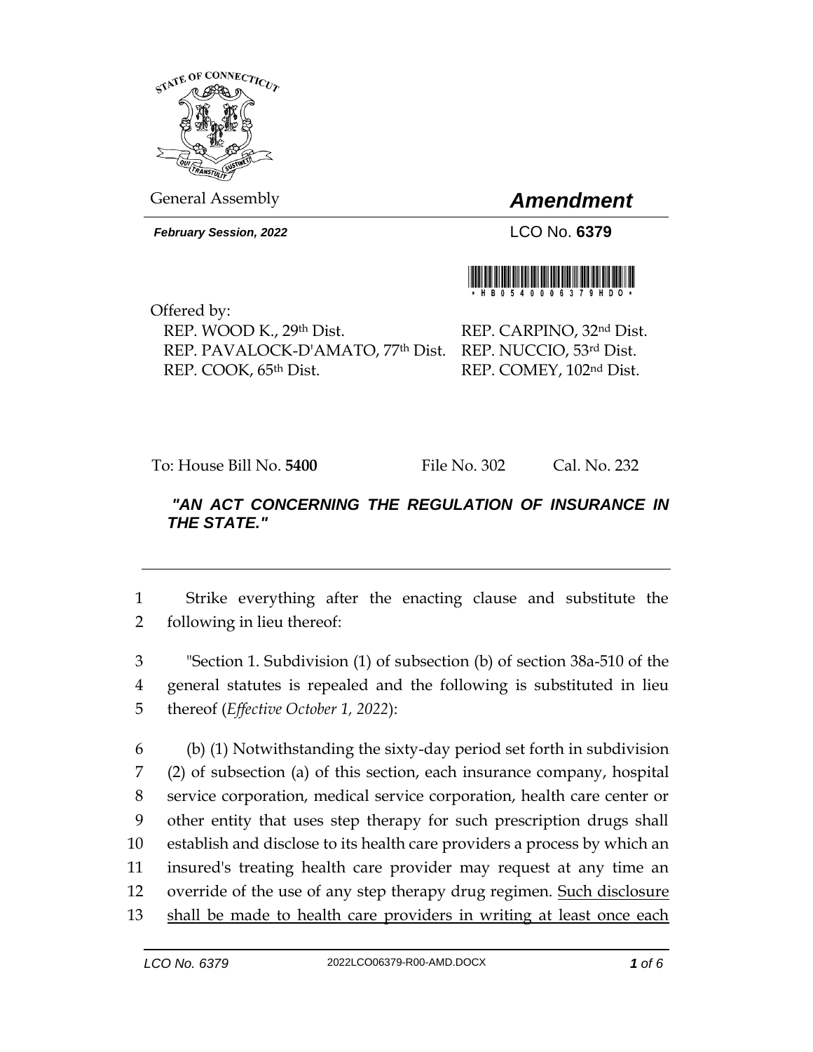STATE OF CONNECTICUT

General Assembly

# *Amendment*

***February Session, 2022***

LCO No. **6379**

\*HB05400006379HDO\*

Offered by:

REP. WOOD K., 29th Dist.
REP. PAVALOCK-D'AMATO, 77th Dist.
REP. COOK, 65th Dist.
REP. CARPINO, 32nd Dist.
REP. NUCCIO, 53rd Dist.
REP. COMEY, 102nd Dist.

To: House Bill No. **5400** File No. 302 Cal. No. 232

***"AN ACT CONCERNING THE REGULATION OF INSURANCE IN THE STATE."***

1 Strike everything after the enacting clause and substitute the
2 following in lieu thereof:

3 "Section 1. Subdivision (1) of subsection (b) of section 38a-510 of the
4 general statutes is repealed and the following is substituted in lieu
5 thereof (*Effective October 1, 2022*):

6 (b) (1) Notwithstanding the sixty-day period set forth in subdivision
7 (2) of subsection (a) of this section, each insurance company, hospital
8 service corporation, medical service corporation, health care center or
9 other entity that uses step therapy for such prescription drugs shall
10 establish and disclose to its health care providers a process by which an
11 insured's treating health care provider may request at any time an
12 override of the use of any step therapy drug regimen. Such disclosure
13 shall be made to health care providers in writing at least once each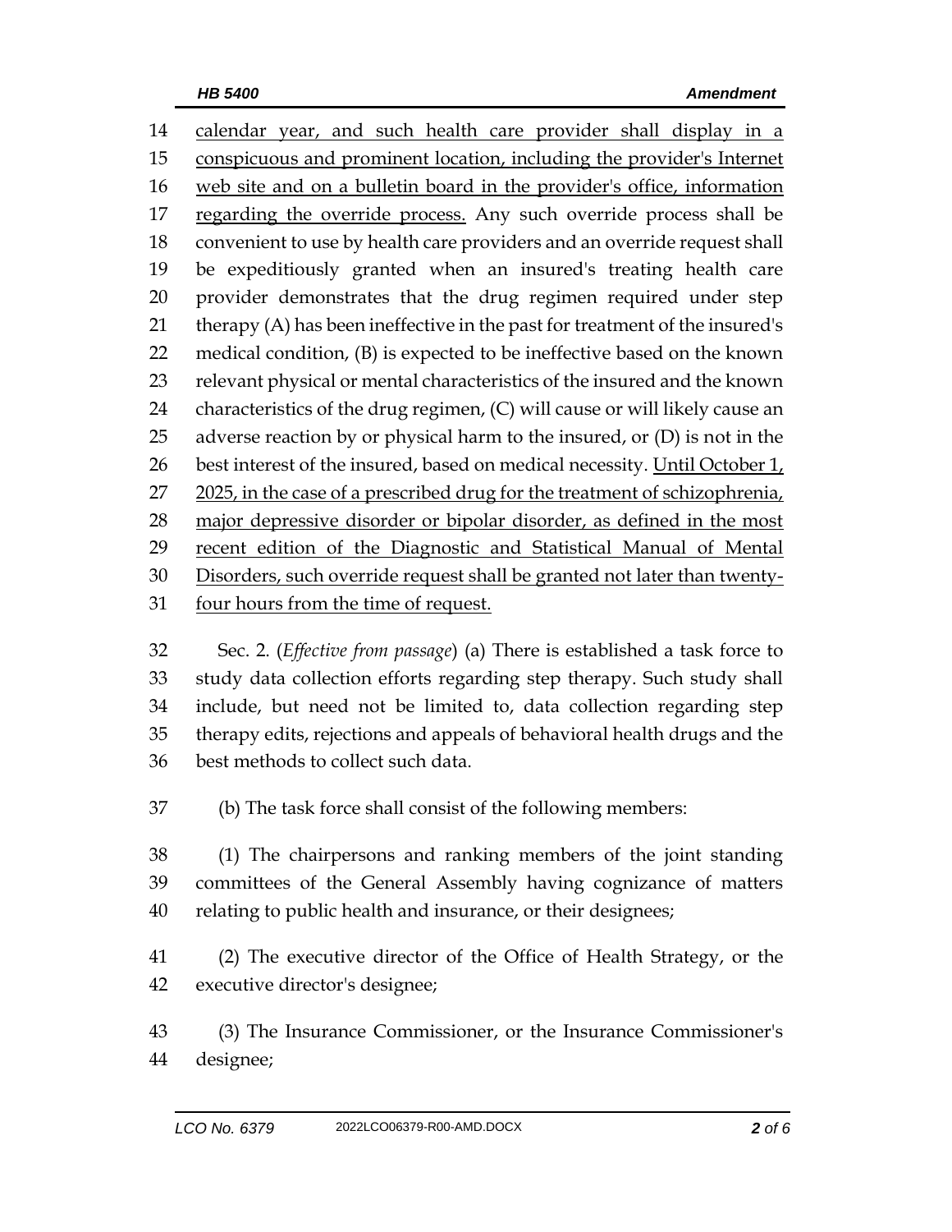calendar year, and such health care provider shall display in a conspicuous and prominent location, including the provider's Internet web site and on a bulletin board in the provider's office, information regarding the override process. Any such override process shall be convenient to use by health care providers and an override request shall be expeditiously granted when an insured's treating health care provider demonstrates that the drug regimen required under step therapy (A) has been ineffective in the past for treatment of the insured's medical condition, (B) is expected to be ineffective based on the known relevant physical or mental characteristics of the insured and the known characteristics of the drug regimen, (C) will cause or will likely cause an adverse reaction by or physical harm to the insured, or (D) is not in the best interest of the insured, based on medical necessity. Until October 1, 2025, in the case of a prescribed drug for the treatment of schizophrenia, major depressive disorder or bipolar disorder, as defined in the most recent edition of the Diagnostic and Statistical Manual of Mental Disorders, such override request shall be granted not later than twenty-four hours from the time of request.

Sec. 2. (*Effective from passage*) (a) There is established a task force to study data collection efforts regarding step therapy. Such study shall include, but need not be limited to, data collection regarding step therapy edits, rejections and appeals of behavioral health drugs and the best methods to collect such data.

(b) The task force shall consist of the following members:

(1) The chairpersons and ranking members of the joint standing committees of the General Assembly having cognizance of matters relating to public health and insurance, or their designees;

(2) The executive director of the Office of Health Strategy, or the executive director's designee;

(3) The Insurance Commissioner, or the Insurance Commissioner's designee;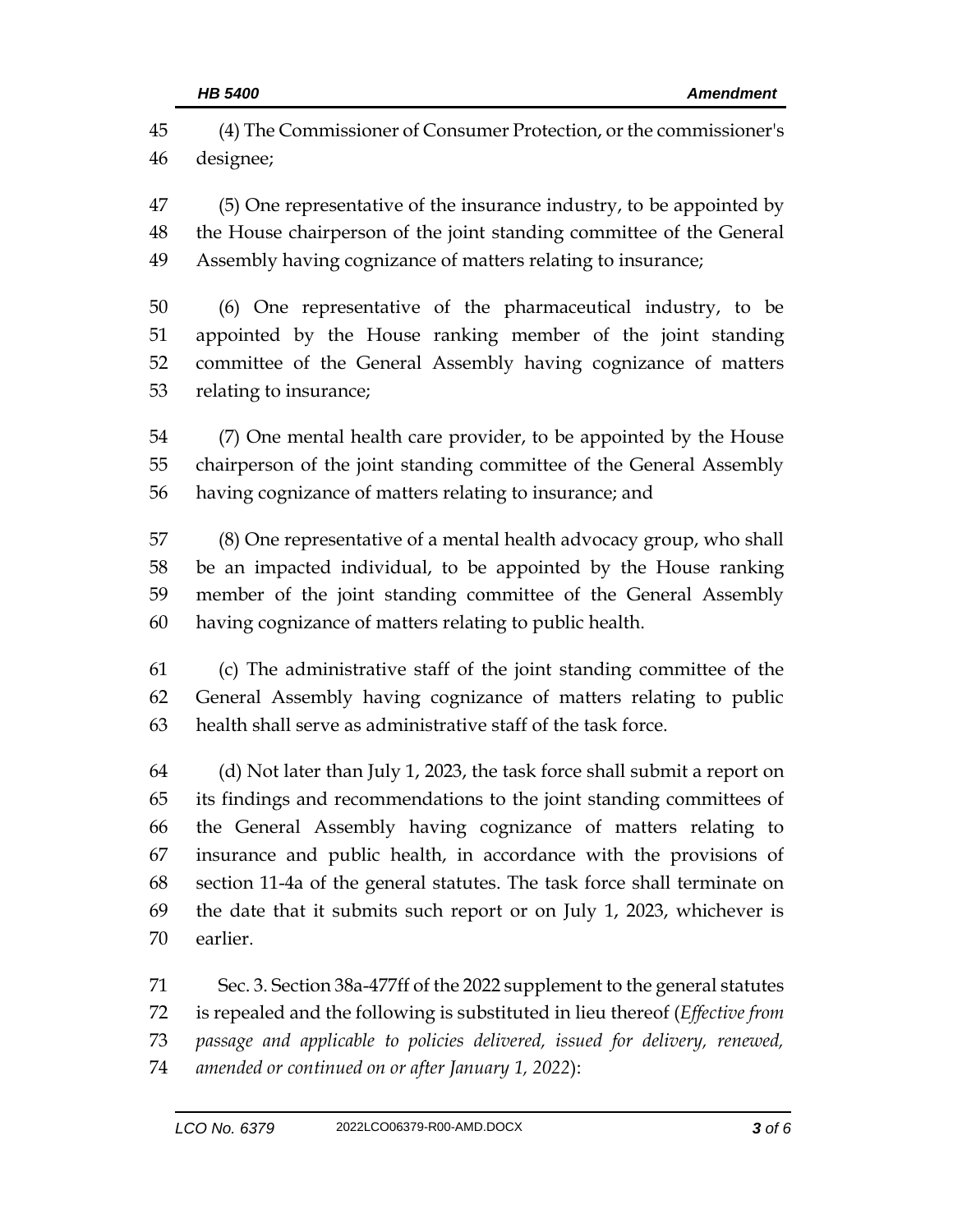(4) The Commissioner of Consumer Protection, or the commissioner's designee;

(5) One representative of the insurance industry, to be appointed by the House chairperson of the joint standing committee of the General Assembly having cognizance of matters relating to insurance;

(6) One representative of the pharmaceutical industry, to be appointed by the House ranking member of the joint standing committee of the General Assembly having cognizance of matters relating to insurance;

(7) One mental health care provider, to be appointed by the House chairperson of the joint standing committee of the General Assembly having cognizance of matters relating to insurance; and

(8) One representative of a mental health advocacy group, who shall be an impacted individual, to be appointed by the House ranking member of the joint standing committee of the General Assembly having cognizance of matters relating to public health.

(c) The administrative staff of the joint standing committee of the General Assembly having cognizance of matters relating to public health shall serve as administrative staff of the task force.

(d) Not later than July 1, 2023, the task force shall submit a report on its findings and recommendations to the joint standing committees of the General Assembly having cognizance of matters relating to insurance and public health, in accordance with the provisions of section 11-4a of the general statutes. The task force shall terminate on the date that it submits such report or on July 1, 2023, whichever is earlier.

Sec. 3. Section 38a-477ff of the 2022 supplement to the general statutes is repealed and the following is substituted in lieu thereof (*Effective from passage and applicable to policies delivered, issued for delivery, renewed, amended or continued on or after January 1, 2022*):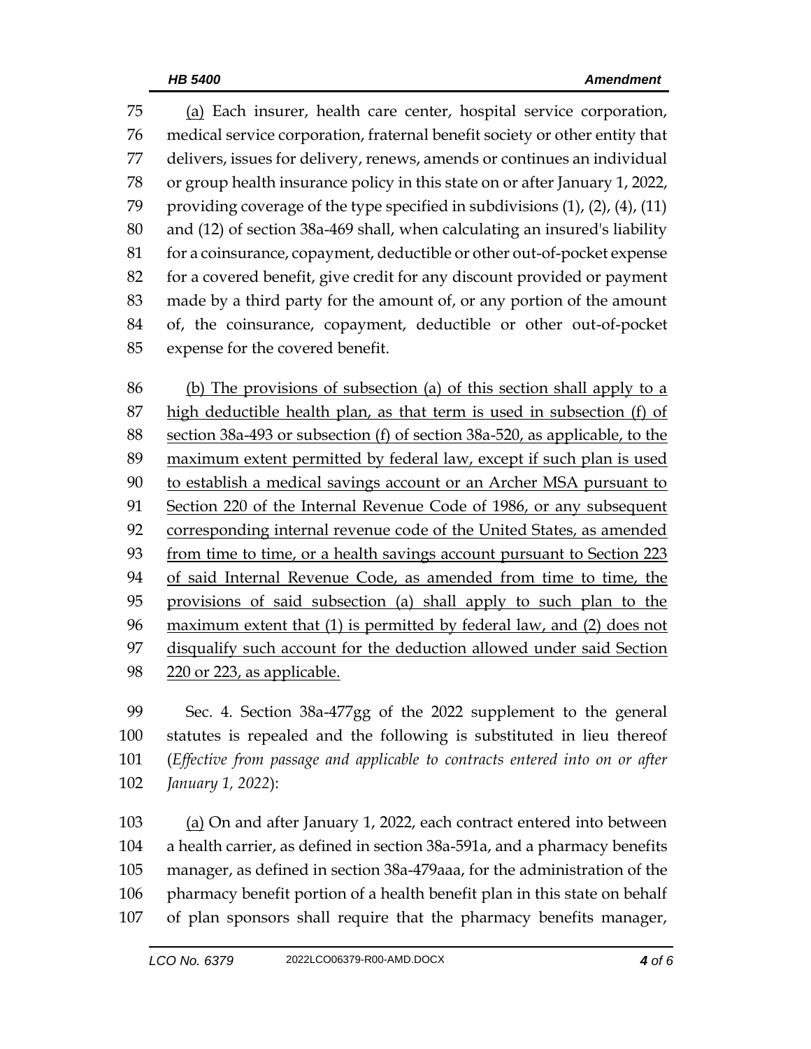(a) Each insurer, health care center, hospital service corporation, medical service corporation, fraternal benefit society or other entity that delivers, issues for delivery, renews, amends or continues an individual or group health insurance policy in this state on or after January 1, 2022, providing coverage of the type specified in subdivisions (1), (2), (4), (11) and (12) of section 38a-469 shall, when calculating an insured's liability for a coinsurance, copayment, deductible or other out-of-pocket expense for a covered benefit, give credit for any discount provided or payment made by a third party for the amount of, or any portion of the amount of, the coinsurance, copayment, deductible or other out-of-pocket expense for the covered benefit.

(b) The provisions of subsection (a) of this section shall apply to a high deductible health plan, as that term is used in subsection (f) of section 38a-493 or subsection (f) of section 38a-520, as applicable, to the maximum extent permitted by federal law, except if such plan is used to establish a medical savings account or an Archer MSA pursuant to Section 220 of the Internal Revenue Code of 1986, or any subsequent corresponding internal revenue code of the United States, as amended from time to time, or a health savings account pursuant to Section 223 of said Internal Revenue Code, as amended from time to time, the provisions of said subsection (a) shall apply to such plan to the maximum extent that (1) is permitted by federal law, and (2) does not disqualify such account for the deduction allowed under said Section 220 or 223, as applicable.

Sec. 4. Section 38a-477gg of the 2022 supplement to the general statutes is repealed and the following is substituted in lieu thereof (*Effective from passage and applicable to contracts entered into on or after January 1, 2022*):

(a) On and after January 1, 2022, each contract entered into between a health carrier, as defined in section 38a-591a, and a pharmacy benefits manager, as defined in section 38a-479aaa, for the administration of the pharmacy benefit portion of a health benefit plan in this state on behalf of plan sponsors shall require that the pharmacy benefits manager,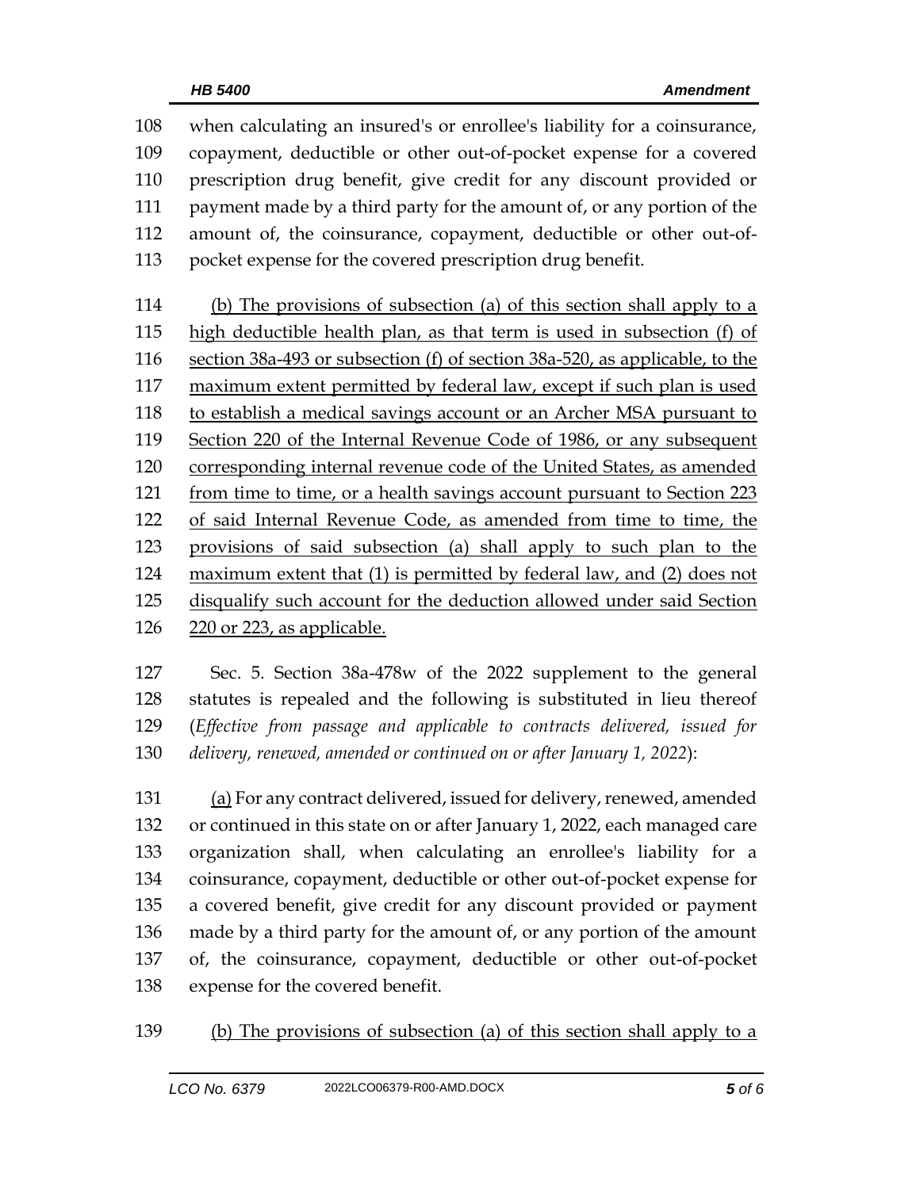108 when calculating an insured's or enrollee's liability for a coinsurance, 109 copayment, deductible or other out-of-pocket expense for a covered 110 prescription drug benefit, give credit for any discount provided or 111 payment made by a third party for the amount of, or any portion of the 112 amount of, the coinsurance, copayment, deductible or other out-of-113 pocket expense for the covered prescription drug benefit.

114 <u>(b) The provisions of subsection (a) of this section shall apply to a</u> 115 <u>high deductible health plan, as that term is used in subsection (f) of</u> 116 <u>section 38a-493 or subsection (f) of section 38a-520, as applicable, to the</u> 117 <u>maximum extent permitted by federal law, except if such plan is used</u> 118 <u>to establish a medical savings account or an Archer MSA pursuant to</u> 119 <u>Section 220 of the Internal Revenue Code of 1986, or any subsequent</u> 120 <u>corresponding internal revenue code of the United States, as amended</u> 121 <u>from time to time, or a health savings account pursuant to Section 223</u> 122 <u>of said Internal Revenue Code, as amended from time to time, the</u> 123 <u>provisions of said subsection (a) shall apply to such plan to the</u> 124 <u>maximum extent that (1) is permitted by federal law, and (2) does not</u> 125 <u>disqualify such account for the deduction allowed under said Section</u> 126 <u>220 or 223, as applicable.</u>

127 Sec. 5. Section 38a-478w of the 2022 supplement to the general 128 statutes is repealed and the following is substituted in lieu thereof 129 (*Effective from passage and applicable to contracts delivered, issued for* 130 *delivery, renewed, amended or continued on or after January 1, 2022*):

131 <u>(a)</u> For any contract delivered, issued for delivery, renewed, amended 132 or continued in this state on or after January 1, 2022, each managed care 133 organization shall, when calculating an enrollee's liability for a 134 coinsurance, copayment, deductible or other out-of-pocket expense for 135 a covered benefit, give credit for any discount provided or payment 136 made by a third party for the amount of, or any portion of the amount 137 of, the coinsurance, copayment, deductible or other out-of-pocket 138 expense for the covered benefit.

139 <u>(b) The provisions of subsection (a) of this section shall apply to a</u>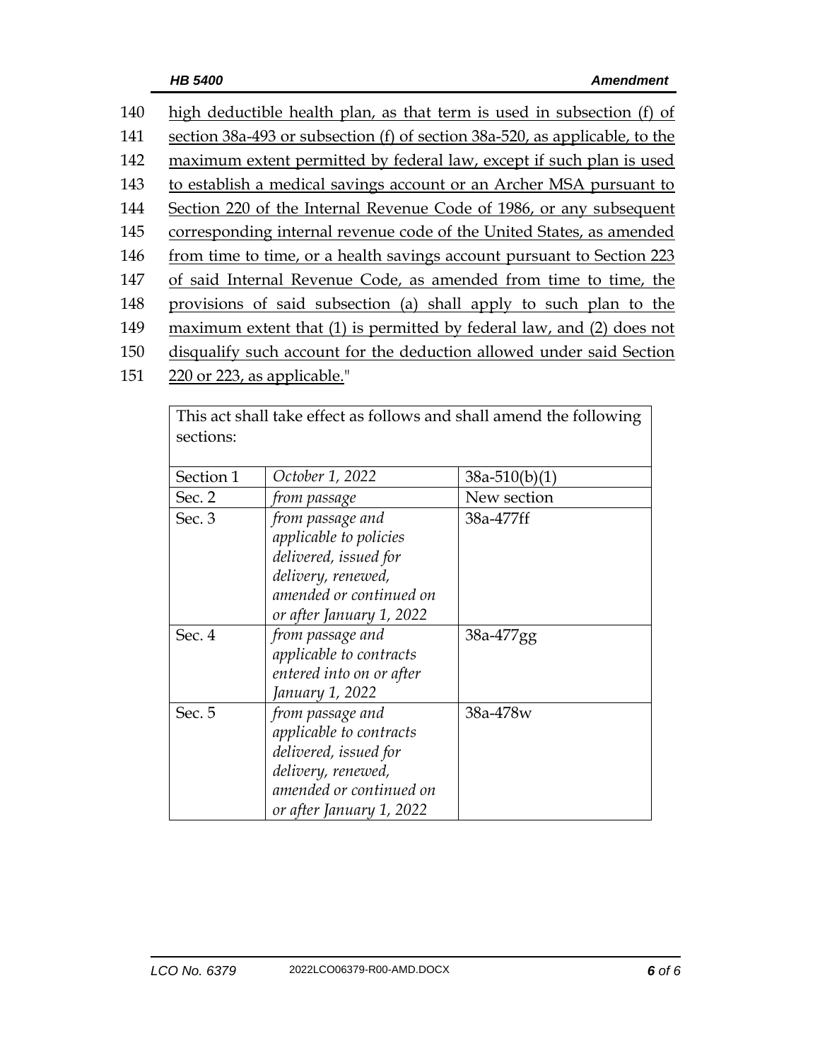140 high deductible health plan, as that term is used in subsection (f) of
141 section 38a-493 or subsection (f) of section 38a-520, as applicable, to the
142 maximum extent permitted by federal law, except if such plan is used
143 to establish a medical savings account or an Archer MSA pursuant to
144 Section 220 of the Internal Revenue Code of 1986, or any subsequent
145 corresponding internal revenue code of the United States, as amended
146 from time to time, or a health savings account pursuant to Section 223
147 of said Internal Revenue Code, as amended from time to time, the
148 provisions of said subsection (a) shall apply to such plan to the
149 maximum extent that (1) is permitted by federal law, and (2) does not
150 disqualify such account for the deduction allowed under said Section
151 220 or 223, as applicable."

| This act shall take effect as follows and shall amend the following sections: | | |
|---|---|---|
| Section 1 | *October 1, 2022* | 38a-510(b)(1) |
| Sec. 2 | *from passage* | New section |
| Sec. 3 | *from passage and applicable to policies delivered, issued for delivery, renewed, amended or continued on or after January 1, 2022* | 38a-477ff |
| Sec. 4 | *from passage and applicable to contracts entered into on or after January 1, 2022* | 38a-477gg |
| Sec. 5 | *from passage and applicable to contracts delivered, issued for delivery, renewed, amended or continued on or after January 1, 2022* | 38a-478w |